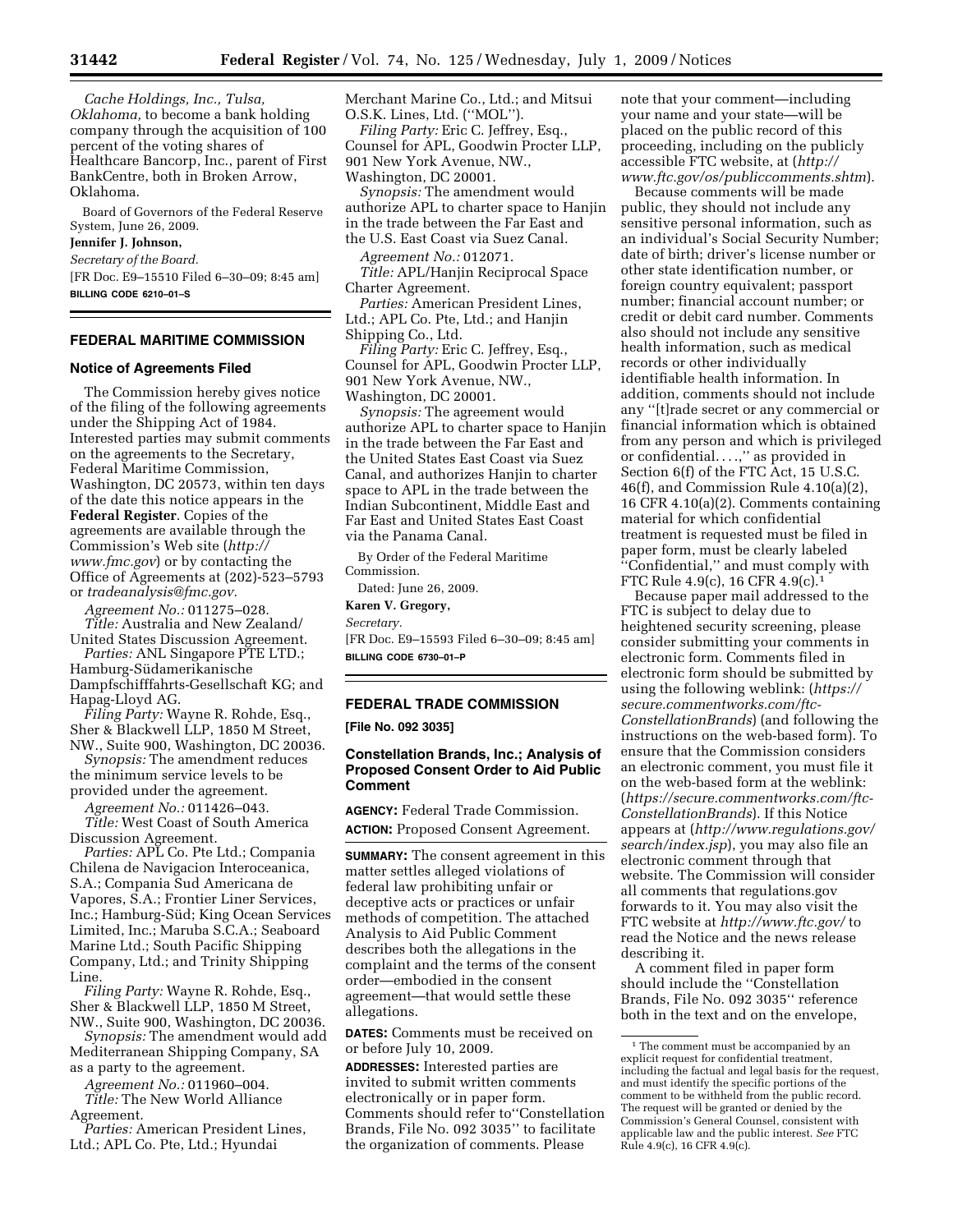*Cache Holdings, Inc., Tulsa, Oklahoma,* to become a bank holding company through the acquisition of 100 percent of the voting shares of Healthcare Bancorp, Inc., parent of First BankCentre, both in Broken Arrow, Oklahoma.

Board of Governors of the Federal Reserve System, June 26, 2009.

**Jennifer J. Johnson,**

*Secretary of the Board.*

[FR Doc. E9–15510 Filed 6–30–09; 8:45 am]

**BILLING CODE 6210–01–S**

## FEDERAL MARITIME COMMISSION

### Notice of Agreements Filed

The Commission hereby gives notice of the filing of the following agreements under the Shipping Act of 1984. Interested parties may submit comments on the agreements to the Secretary, Federal Maritime Commission, Washington, DC 20573, within ten days of the date this notice appears in the **Federal Register**. Copies of the agreements are available through the Commission's Web site (*http://www.fmc.gov*) or by contacting the Office of Agreements at (202)-523–5793 or *tradeanalysis@fmc.gov.*

*Agreement No.:* 011275–028.

*Title:* Australia and New Zealand/United States Discussion Agreement.

*Parties:* ANL Singapore PTE LTD.; Hamburg-Südamerikanische Dampfschifffahrts-Gesellschaft KG; and Hapag-Lloyd AG.

*Filing Party:* Wayne R. Rohde, Esq., Sher & Blackwell LLP, 1850 M Street, NW., Suite 900, Washington, DC 20036.

*Synopsis:* The amendment reduces the minimum service levels to be provided under the agreement.

*Agreement No.:* 011426–043.

*Title:* West Coast of South America Discussion Agreement.

*Parties:* APL Co. Pte Ltd.; Compania Chilena de Navigacion Interoceanica, S.A.; Compania Sud Americana de Vapores, S.A.; Frontier Liner Services, Inc.; Hamburg-Süd; King Ocean Services Limited, Inc.; Maruba S.C.A.; Seaboard Marine Ltd.; South Pacific Shipping Company, Ltd.; and Trinity Shipping Line.

*Filing Party:* Wayne R. Rohde, Esq., Sher & Blackwell LLP, 1850 M Street, NW., Suite 900, Washington, DC 20036.

*Synopsis:* The amendment would add Mediterranean Shipping Company, SA as a party to the agreement.

*Agreement No.:* 011960–004.

*Title:* The New World Alliance Agreement.

*Parties:* American President Lines, Ltd.; APL Co. Pte, Ltd.; Hyundai Merchant Marine Co., Ltd.; and Mitsui O.S.K. Lines, Ltd. (''MOL'').

*Filing Party:* Eric C. Jeffrey, Esq., Counsel for APL, Goodwin Procter LLP, 901 New York Avenue, NW., Washington, DC 20001.

*Synopsis:* The amendment would authorize APL to charter space to Hanjin in the trade between the Far East and the U.S. East Coast via Suez Canal.

*Agreement No.:* 012071.

*Title:* APL/Hanjin Reciprocal Space Charter Agreement.

*Parties:* American President Lines, Ltd.; APL Co. Pte, Ltd.; and Hanjin Shipping Co., Ltd.

*Filing Party:* Eric C. Jeffrey, Esq., Counsel for APL, Goodwin Procter LLP, 901 New York Avenue, NW., Washington, DC 20001.

*Synopsis:* The agreement would authorize APL to charter space to Hanjin in the trade between the Far East and the United States East Coast via Suez Canal, and authorizes Hanjin to charter space to APL in the trade between the Indian Subcontinent, Middle East and Far East and United States East Coast via the Panama Canal.

By Order of the Federal Maritime Commission.

Dated: June 26, 2009.

**Karen V. Gregory,**

*Secretary.*

[FR Doc. E9–15593 Filed 6–30–09; 8:45 am]

**BILLING CODE 6730–01–P**

## FEDERAL TRADE COMMISSION

**[File No. 092 3035]**

### Constellation Brands, Inc.; Analysis of Proposed Consent Order to Aid Public Comment

**AGENCY:** Federal Trade Commission.

**ACTION:** Proposed Consent Agreement.

**SUMMARY:** The consent agreement in this matter settles alleged violations of federal law prohibiting unfair or deceptive acts or practices or unfair methods of competition. The attached Analysis to Aid Public Comment describes both the allegations in the complaint and the terms of the consent order—embodied in the consent agreement—that would settle these allegations.

**DATES:** Comments must be received on or before July 10, 2009.

**ADDRESSES:** Interested parties are invited to submit written comments electronically or in paper form. Comments should refer to''Constellation Brands, File No. 092 3035'' to facilitate the organization of comments. Please note that your comment—including your name and your state—will be placed on the public record of this proceeding, including on the publicly accessible FTC website, at (*http://www.ftc.gov/os/publiccomments.shtm*).

Because comments will be made public, they should not include any sensitive personal information, such as an individual's Social Security Number; date of birth; driver's license number or other state identification number, or foreign country equivalent; passport number; financial account number; or credit or debit card number. Comments also should not include any sensitive health information, such as medical records or other individually identifiable health information. In addition, comments should not include any ''[t]rade secret or any commercial or financial information which is obtained from any person and which is privileged or confidential. . . .,'' as provided in Section 6(f) of the FTC Act, 15 U.S.C. 46(f), and Commission Rule 4.10(a)(2), 16 CFR 4.10(a)(2). Comments containing material for which confidential treatment is requested must be filed in paper form, must be clearly labeled ''Confidential,'' and must comply with FTC Rule 4.9(c), 16 CFR 4.9(c).[1]

Because paper mail addressed to the FTC is subject to delay due to heightened security screening, please consider submitting your comments in electronic form. Comments filed in electronic form should be submitted by using the following weblink: (*https://secure.commentworks.com/ftc-ConstellationBrands*) (and following the instructions on the web-based form). To ensure that the Commission considers an electronic comment, you must file it on the web-based form at the weblink: (*https://secure.commentworks.com/ftc-ConstellationBrands*). If this Notice appears at (*http://www.regulations.gov/search/index.jsp*), you may also file an electronic comment through that website. The Commission will consider all comments that regulations.gov forwards to it. You may also visit the FTC website at *http://www.ftc.gov/* to read the Notice and the news release describing it.

A comment filed in paper form should include the ''Constellation Brands, File No. 092 3035'' reference both in the text and on the envelope,

[1] The comment must be accompanied by an explicit request for confidential treatment, including the factual and legal basis for the request, and must identify the specific portions of the comment to be withheld from the public record. The request will be granted or denied by the Commission's General Counsel, consistent with applicable law and the public interest. *See* FTC Rule 4.9(c), 16 CFR 4.9(c).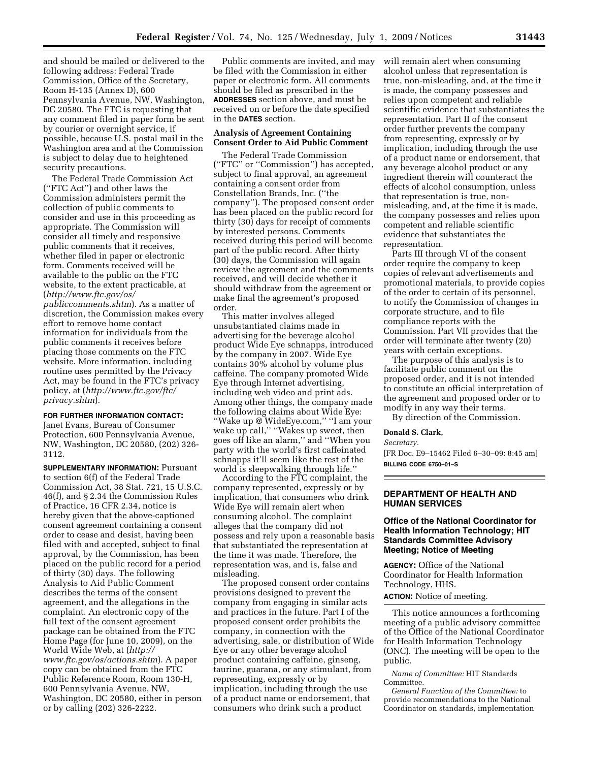and should be mailed or delivered to the following address: Federal Trade Commission, Office of the Secretary, Room H-135 (Annex D), 600 Pennsylvania Avenue, NW, Washington, DC 20580. The FTC is requesting that any comment filed in paper form be sent by courier or overnight service, if possible, because U.S. postal mail in the Washington area and at the Commission is subject to delay due to heightened security precautions.

The Federal Trade Commission Act (''FTC Act'') and other laws the Commission administers permit the collection of public comments to consider and use in this proceeding as appropriate. The Commission will consider all timely and responsive public comments that it receives, whether filed in paper or electronic form. Comments received will be available to the public on the FTC website, to the extent practicable, at (*http://www.ftc.gov/os/publiccomments.shtm*). As a matter of discretion, the Commission makes every effort to remove home contact information for individuals from the public comments it receives before placing those comments on the FTC website. More information, including routine uses permitted by the Privacy Act, may be found in the FTC's privacy policy, at (*http://www.ftc.gov/ftc/privacy.shtm*).

**FOR FURTHER INFORMATION CONTACT:** Janet Evans, Bureau of Consumer Protection, 600 Pennsylvania Avenue, NW, Washington, DC 20580, (202) 326-3112.

**SUPPLEMENTARY INFORMATION:** Pursuant to section 6(f) of the Federal Trade Commission Act, 38 Stat. 721, 15 U.S.C. 46(f), and § 2.34 the Commission Rules of Practice, 16 CFR 2.34, notice is hereby given that the above-captioned consent agreement containing a consent order to cease and desist, having been filed with and accepted, subject to final approval, by the Commission, has been placed on the public record for a period of thirty (30) days. The following Analysis to Aid Public Comment describes the terms of the consent agreement, and the allegations in the complaint. An electronic copy of the full text of the consent agreement package can be obtained from the FTC Home Page (for June 10, 2009), on the World Wide Web, at (*http://www.ftc.gov/os/actions.shtm*). A paper copy can be obtained from the FTC Public Reference Room, Room 130-H, 600 Pennsylvania Avenue, NW, Washington, DC 20580, either in person or by calling (202) 326-2222.

Public comments are invited, and may be filed with the Commission in either paper or electronic form. All comments should be filed as prescribed in the **ADDRESSES** section above, and must be received on or before the date specified in the **DATES** section.

### Analysis of Agreement Containing Consent Order to Aid Public Comment

The Federal Trade Commission (''FTC'' or ''Commission'') has accepted, subject to final approval, an agreement containing a consent order from Constellation Brands, Inc. (''the company''). The proposed consent order has been placed on the public record for thirty (30) days for receipt of comments by interested persons. Comments received during this period will become part of the public record. After thirty (30) days, the Commission will again review the agreement and the comments received, and will decide whether it should withdraw from the agreement or make final the agreement's proposed order.

This matter involves alleged unsubstantiated claims made in advertising for the beverage alcohol product Wide Eye schnapps, introduced by the company in 2007. Wide Eye contains 30% alcohol by volume plus caffeine. The company promoted Wide Eye through Internet advertising, including web video and print ads. Among other things, the company made the following claims about Wide Eye: ''Wake up @ WideEye.com,'' ''I am your wake up call,'' ''Wakes up sweet, then goes off like an alarm,'' and ''When you party with the world's first caffeinated schnapps it'll seem like the rest of the world is sleepwalking through life.''

According to the FTC complaint, the company represented, expressly or by implication, that consumers who drink Wide Eye will remain alert when consuming alcohol. The complaint alleges that the company did not possess and rely upon a reasonable basis that substantiated the representation at the time it was made. Therefore, the representation was, and is, false and misleading.

The proposed consent order contains provisions designed to prevent the company from engaging in similar acts and practices in the future. Part I of the proposed consent order prohibits the company, in connection with the advertising, sale, or distribution of Wide Eye or any other beverage alcohol product containing caffeine, ginseng, taurine, guarana, or any stimulant, from representing, expressly or by implication, including through the use of a product name or endorsement, that consumers who drink such a product will remain alert when consuming alcohol unless that representation is true, non-misleading, and, at the time it is made, the company possesses and relies upon competent and reliable scientific evidence that substantiates the representation. Part II of the consent order further prevents the company from representing, expressly or by implication, including through the use of a product name or endorsement, that any beverage alcohol product or any ingredient therein will counteract the effects of alcohol consumption, unless that representation is true, non-misleading, and, at the time it is made, the company possesses and relies upon competent and reliable scientific evidence that substantiates the representation.

Parts III through VI of the consent order require the company to keep copies of relevant advertisements and promotional materials, to provide copies of the order to certain of its personnel, to notify the Commission of changes in corporate structure, and to file compliance reports with the Commission. Part VII provides that the order will terminate after twenty (20) years with certain exceptions.

The purpose of this analysis is to facilitate public comment on the proposed order, and it is not intended to constitute an official interpretation of the agreement and proposed order or to modify in any way their terms.

By direction of the Commission.

**Donald S. Clark,**

*Secretary.*

[FR Doc. E9–15462 Filed 6–30–09: 8:45 am]

**BILLING CODE 6750–01–S**

## DEPARTMENT OF HEALTH AND HUMAN SERVICES

### Office of the National Coordinator for Health Information Technology; HIT Standards Committee Advisory Meeting; Notice of Meeting

**AGENCY:** Office of the National Coordinator for Health Information Technology, HHS.

**ACTION:** Notice of meeting.

This notice announces a forthcoming meeting of a public advisory committee of the Office of the National Coordinator for Health Information Technology (ONC). The meeting will be open to the public.

*Name of Committee:* HIT Standards Committee.

*General Function of the Committee:* to provide recommendations to the National Coordinator on standards, implementation